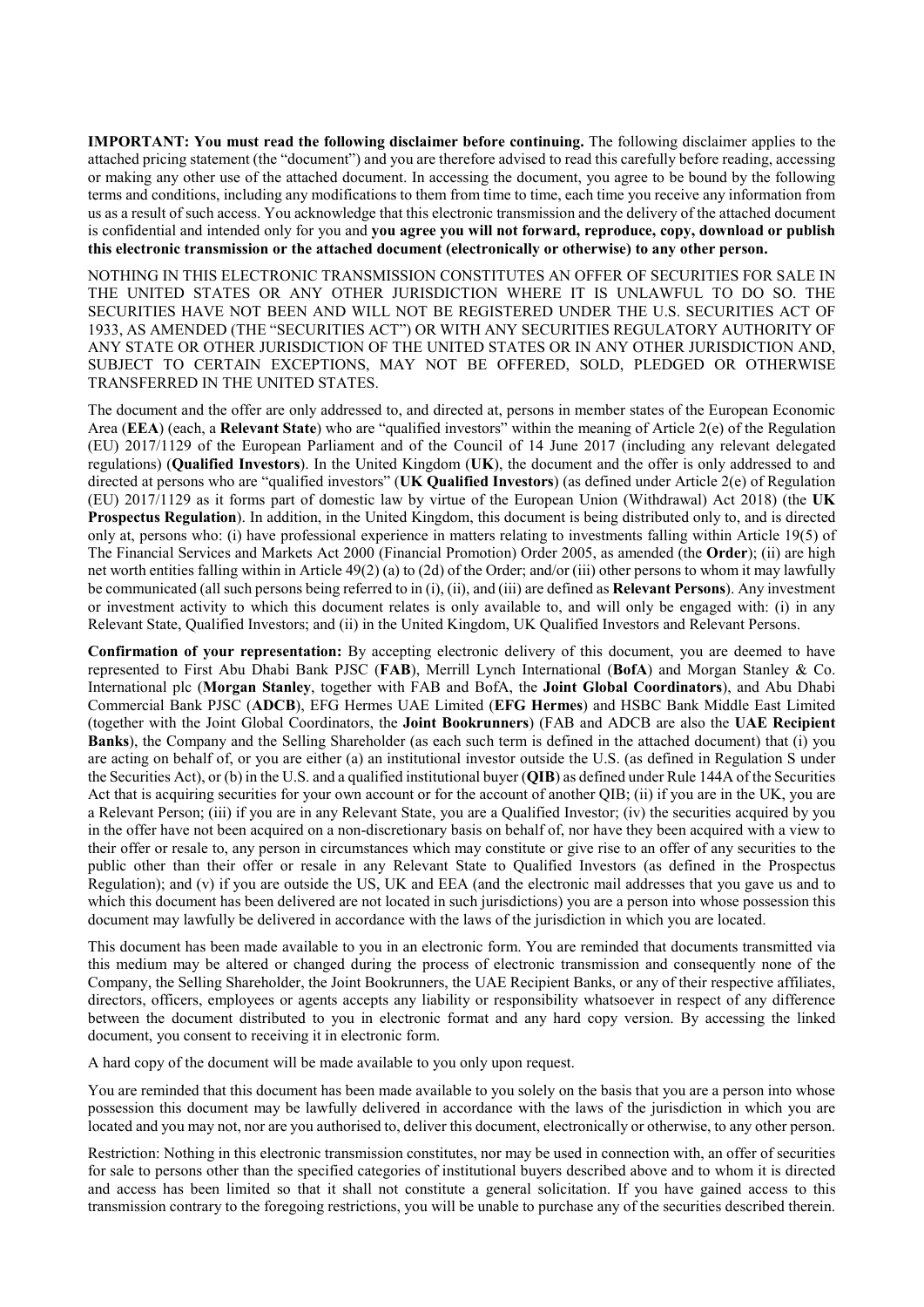**IMPORTANT: You must read the following disclaimer before continuing.** The following disclaimer applies to the attached pricing statement (the "document") and you are therefore advised to read this carefully before reading, accessing or making any other use of the attached document. In accessing the document, you agree to be bound by the following terms and conditions, including any modifications to them from time to time, each time you receive any information from us as a result of such access. You acknowledge that this electronic transmission and the delivery of the attached document is confidential and intended only for you and **you agree you will not forward, reproduce, copy, download or publish this electronic transmission or the attached document (electronically or otherwise) to any other person.**

NOTHING IN THIS ELECTRONIC TRANSMISSION CONSTITUTES AN OFFER OF SECURITIES FOR SALE IN THE UNITED STATES OR ANY OTHER JURISDICTION WHERE IT IS UNLAWFUL TO DO SO. THE SECURITIES HAVE NOT BEEN AND WILL NOT BE REGISTERED UNDER THE U.S. SECURITIES ACT OF 1933, AS AMENDED (THE "SECURITIES ACT") OR WITH ANY SECURITIES REGULATORY AUTHORITY OF ANY STATE OR OTHER JURISDICTION OF THE UNITED STATES OR IN ANY OTHER JURISDICTION AND, SUBJECT TO CERTAIN EXCEPTIONS, MAY NOT BE OFFERED, SOLD, PLEDGED OR OTHERWISE TRANSFERRED IN THE UNITED STATES.

The document and the offer are only addressed to, and directed at, persons in member states of the European Economic Area (**EEA**) (each, a **Relevant State**) who are "qualified investors" within the meaning of Article 2(e) of the Regulation (EU) 2017/1129 of the European Parliament and of the Council of 14 June 2017 (including any relevant delegated regulations) (**Qualified Investors**). In the United Kingdom (**UK**), the document and the offer is only addressed to and directed at persons who are "qualified investors" (**UK Qualified Investors**) (as defined under Article 2(e) of Regulation (EU) 2017/1129 as it forms part of domestic law by virtue of the European Union (Withdrawal) Act 2018) (the **UK Prospectus Regulation**). In addition, in the United Kingdom, this document is being distributed only to, and is directed only at, persons who: (i) have professional experience in matters relating to investments falling within Article 19(5) of The Financial Services and Markets Act 2000 (Financial Promotion) Order 2005, as amended (the **Order**); (ii) are high net worth entities falling within in Article 49(2) (a) to (2d) of the Order; and/or (iii) other persons to whom it may lawfully be communicated (all such persons being referred to in (i), (ii), and (iii) are defined as **Relevant Persons**). Any investment or investment activity to which this document relates is only available to, and will only be engaged with: (i) in any Relevant State, Qualified Investors; and (ii) in the United Kingdom, UK Qualified Investors and Relevant Persons.

**Confirmation of your representation:** By accepting electronic delivery of this document, you are deemed to have represented to First Abu Dhabi Bank PJSC (**FAB**), Merrill Lynch International (**BofA**) and Morgan Stanley & Co. International plc (**Morgan Stanley**, together with FAB and BofA, the **Joint Global Coordinators**), and Abu Dhabi Commercial Bank PJSC (**ADCB**), EFG Hermes UAE Limited (**EFG Hermes**) and HSBC Bank Middle East Limited (together with the Joint Global Coordinators, the **Joint Bookrunners**) (FAB and ADCB are also the **UAE Recipient Banks**), the Company and the Selling Shareholder (as each such term is defined in the attached document) that (i) you are acting on behalf of, or you are either (a) an institutional investor outside the U.S. (as defined in Regulation S under the Securities Act), or (b) in the U.S. and a qualified institutional buyer (**QIB**) as defined under Rule 144A of the Securities Act that is acquiring securities for your own account or for the account of another QIB; (ii) if you are in the UK, you are a Relevant Person; (iii) if you are in any Relevant State, you are a Qualified Investor; (iv) the securities acquired by you in the offer have not been acquired on a non-discretionary basis on behalf of, nor have they been acquired with a view to their offer or resale to, any person in circumstances which may constitute or give rise to an offer of any securities to the public other than their offer or resale in any Relevant State to Qualified Investors (as defined in the Prospectus Regulation); and (v) if you are outside the US, UK and EEA (and the electronic mail addresses that you gave us and to which this document has been delivered are not located in such jurisdictions) you are a person into whose possession this document may lawfully be delivered in accordance with the laws of the jurisdiction in which you are located.

This document has been made available to you in an electronic form. You are reminded that documents transmitted via this medium may be altered or changed during the process of electronic transmission and consequently none of the Company, the Selling Shareholder, the Joint Bookrunners, the UAE Recipient Banks, or any of their respective affiliates, directors, officers, employees or agents accepts any liability or responsibility whatsoever in respect of any difference between the document distributed to you in electronic format and any hard copy version. By accessing the linked document, you consent to receiving it in electronic form.

A hard copy of the document will be made available to you only upon request.

You are reminded that this document has been made available to you solely on the basis that you are a person into whose possession this document may be lawfully delivered in accordance with the laws of the jurisdiction in which you are located and you may not, nor are you authorised to, deliver this document, electronically or otherwise, to any other person.

Restriction: Nothing in this electronic transmission constitutes, nor may be used in connection with, an offer of securities for sale to persons other than the specified categories of institutional buyers described above and to whom it is directed and access has been limited so that it shall not constitute a general solicitation. If you have gained access to this transmission contrary to the foregoing restrictions, you will be unable to purchase any of the securities described therein.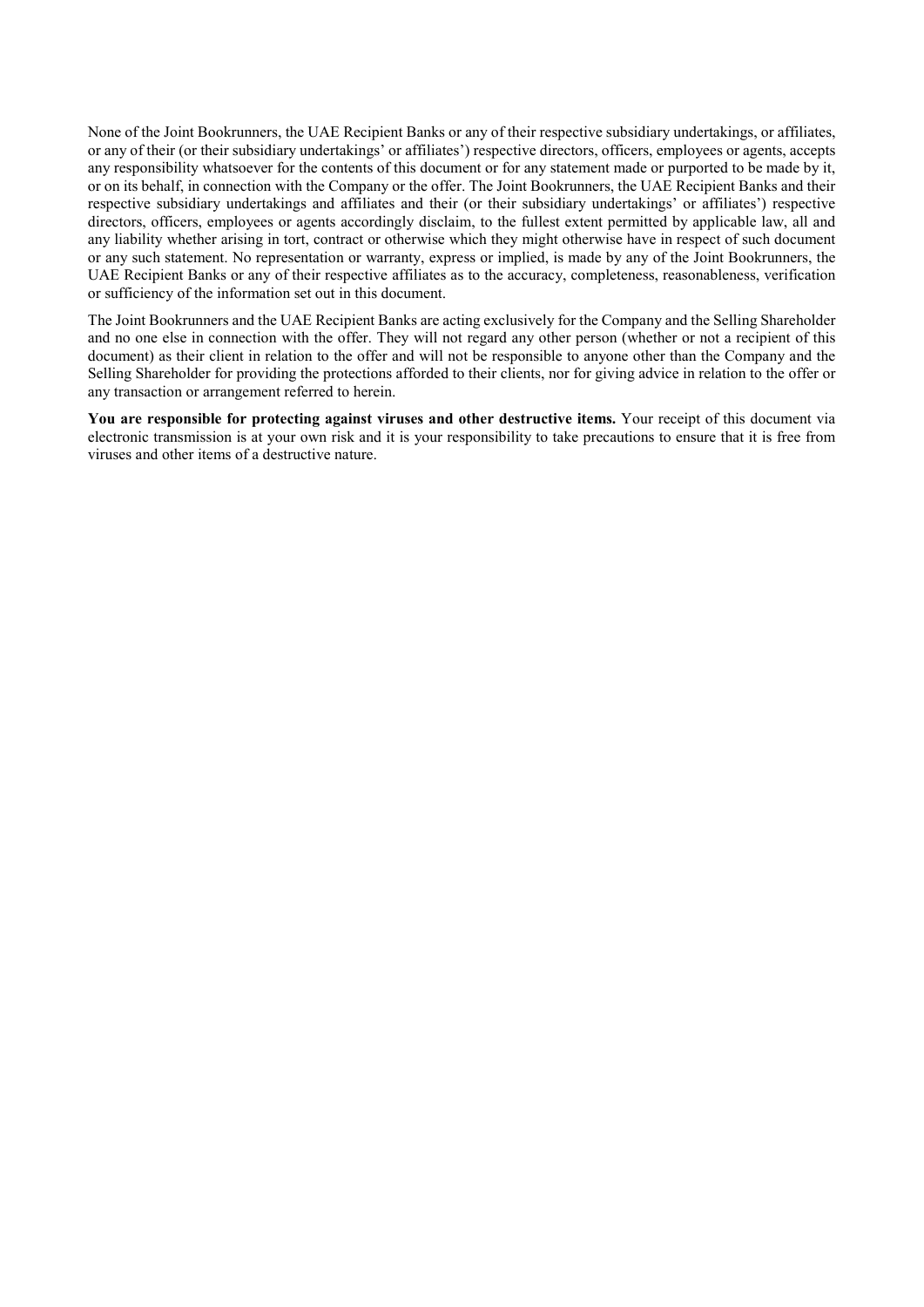None of the Joint Bookrunners, the UAE Recipient Banks or any of their respective subsidiary undertakings, or affiliates, or any of their (or their subsidiary undertakings' or affiliates') respective directors, officers, employees or agents, accepts any responsibility whatsoever for the contents of this document or for any statement made or purported to be made by it, or on its behalf, in connection with the Company or the offer. The Joint Bookrunners, the UAE Recipient Banks and their respective subsidiary undertakings and affiliates and their (or their subsidiary undertakings' or affiliates') respective directors, officers, employees or agents accordingly disclaim, to the fullest extent permitted by applicable law, all and any liability whether arising in tort, contract or otherwise which they might otherwise have in respect of such document or any such statement. No representation or warranty, express or implied, is made by any of the Joint Bookrunners, the UAE Recipient Banks or any of their respective affiliates as to the accuracy, completeness, reasonableness, verification or sufficiency of the information set out in this document.

The Joint Bookrunners and the UAE Recipient Banks are acting exclusively for the Company and the Selling Shareholder and no one else in connection with the offer. They will not regard any other person (whether or not a recipient of this document) as their client in relation to the offer and will not be responsible to anyone other than the Company and the Selling Shareholder for providing the protections afforded to their clients, nor for giving advice in relation to the offer or any transaction or arrangement referred to herein.

**You are responsible for protecting against viruses and other destructive items.** Your receipt of this document via electronic transmission is at your own risk and it is your responsibility to take precautions to ensure that it is free from viruses and other items of a destructive nature.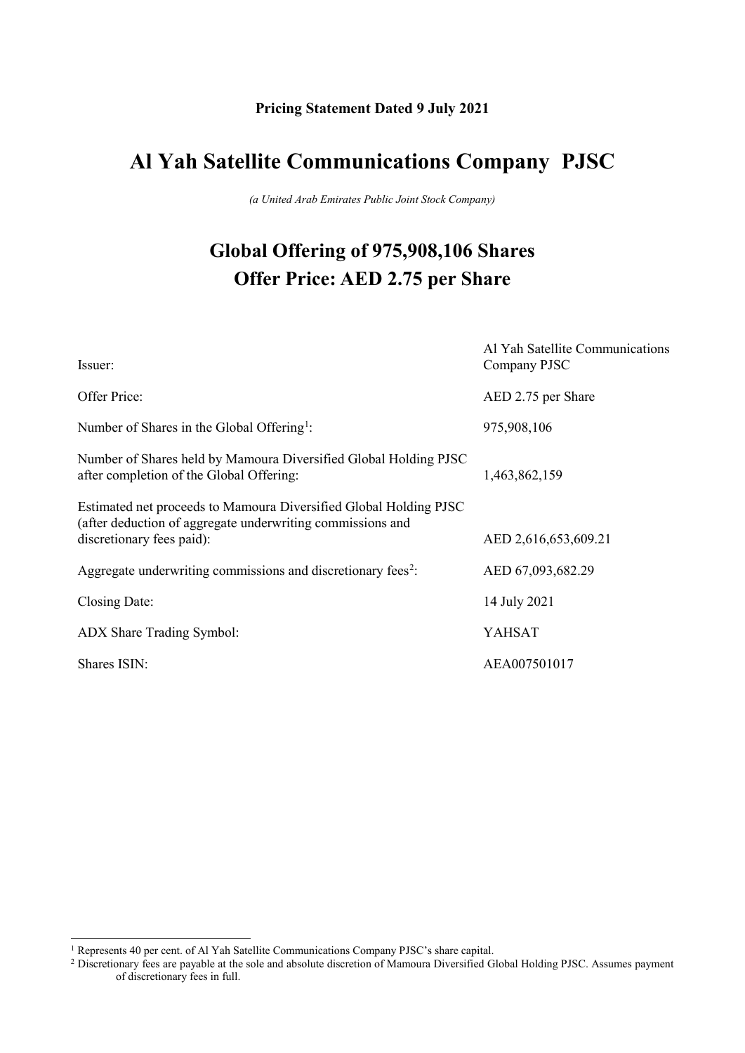**Pricing Statement Dated 9 July 2021**

# Al Yah Satellite Communications Company PJSC

*(a United Arab Emirates Public Joint Stock Company)*

## Global Offering of 975,908,106 Shares
## Offer Price: AED 2.75 per Share

| | |
|---|---|
| Issuer: | Al Yah Satellite Communications Company PJSC |
| Offer Price: | AED 2.75 per Share |
| Number of Shares in the Global Offering[1]: | 975,908,106 |
| Number of Shares held by Mamoura Diversified Global Holding PJSC after completion of the Global Offering: | 1,463,862,159 |
| Estimated net proceeds to Mamoura Diversified Global Holding PJSC (after deduction of aggregate underwriting commissions and discretionary fees paid): | AED 2,616,653,609.21 |
| Aggregate underwriting commissions and discretionary fees[2]: | AED 67,093,682.29 |
| Closing Date: | 14 July 2021 |
| ADX Share Trading Symbol: | YAHSAT |
| Shares ISIN: | AEA007501017 |

[1] Represents 40 per cent. of Al Yah Satellite Communications Company PJSC's share capital.

[2] Discretionary fees are payable at the sole and absolute discretion of Mamoura Diversified Global Holding PJSC. Assumes payment of discretionary fees in full.